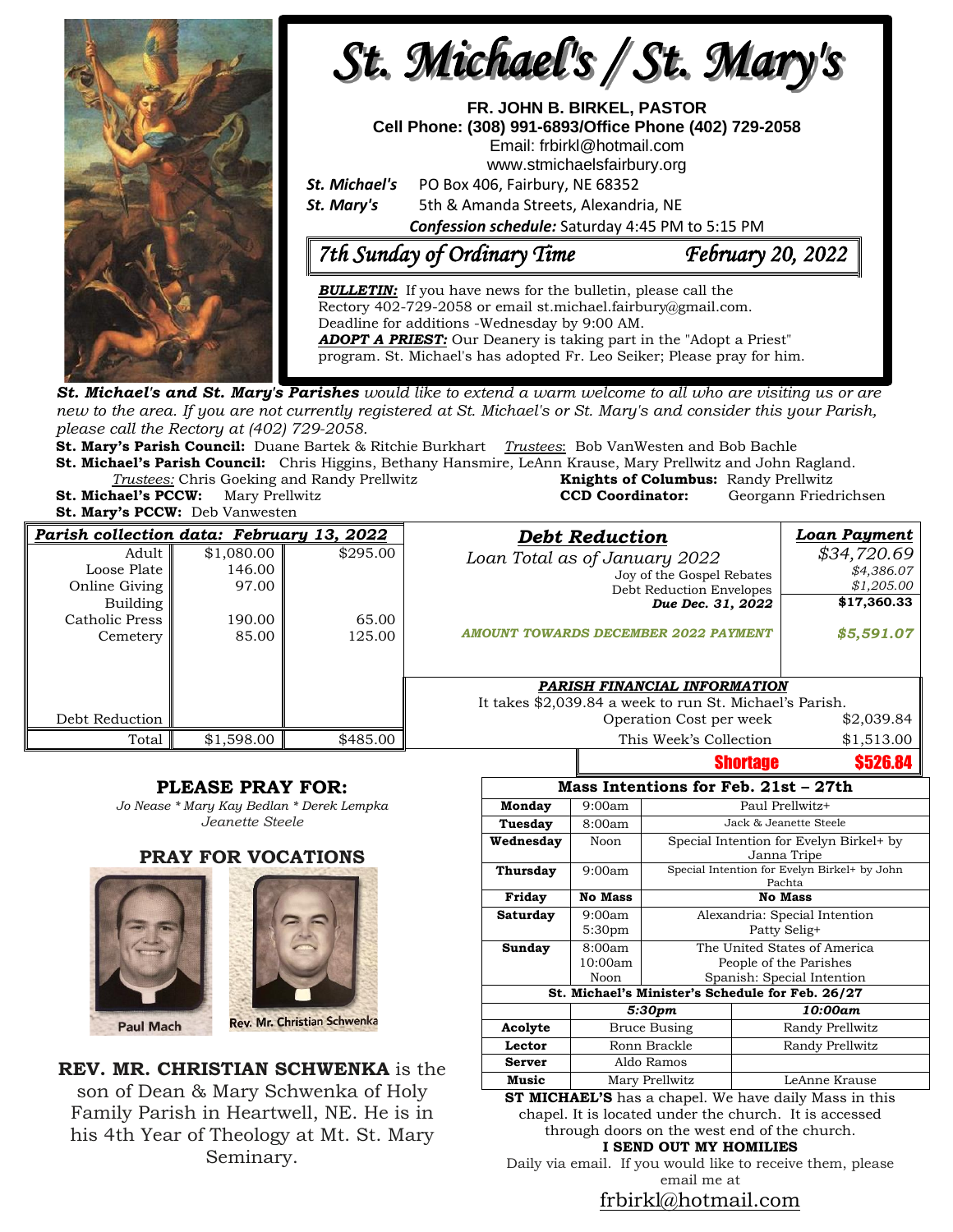# St. Michael's / St. Mary's

**FR. JOHN B. BIRKEL, PASTOR**
**Cell Phone: (308) 991-6893/Office Phone (402) 729-2058**
Email: frbirkl@hotmail.com
www.stmichaelsfairbury.org

***St. Michael's*** PO Box 406, Fairbury, NE 68352
***St. Mary's*** 5th & Amanda Streets, Alexandria, NE

***Confession schedule:*** Saturday 4:45 PM to 5:15 PM

## *7th Sunday of Ordinary Time* — *February 20, 2022*

***BULLETIN:*** If you have news for the bulletin, please call the Rectory 402-729-2058 or email st.michael.fairbury@gmail.com. Deadline for additions -Wednesday by 9:00 AM.
***ADOPT A PRIEST:*** Our Deanery is taking part in the "Adopt a Priest" program. St. Michael's has adopted Fr. Leo Seiker; Please pray for him.

***St. Michael's and St. Mary's Parishes*** *would like to extend a warm welcome to all who are visiting us or are new to the area. If you are not currently registered at St. Michael's or St. Mary's and consider this your Parish, please call the Rectory at (402) 729-2058.*

**St. Mary's Parish Council:** Duane Bartek & Ritchie Burkhart *Trustees*: Bob VanWesten and Bob Bachle
**St. Michael's Parish Council:** Chris Higgins, Bethany Hansmire, LeAnn Krause, Mary Prellwitz and John Ragland.
*Trustees:* Chris Goeking and Randy Prellwitz
**Knights of Columbus:** Randy Prellwitz
**St. Michael's PCCW:** Mary Prellwitz
**CCD Coordinator:** Georgann Friedrichsen
**St. Mary's PCCW:** Deb Vanwesten

| ***Parish collection data: February 13, 2022*** | | |
|---|---|---|
| Adult | $1,080.00 | $295.00 |
| Loose Plate | 146.00 | |
| Online Giving | 97.00 | |
| Building | | |
| Catholic Press | 190.00 | 65.00 |
| Cemetery | 85.00 | 125.00 |
| Debt Reduction | | |
| Total | $1,598.00 | $485.00 |

| ***Debt Reduction*** | ***Loan Payment*** |
|---|---|
| *Loan Total as of January 2022* | *$34,720.69* |
| Joy of the Gospel Rebates | *$4,386.07* |
| Debt Reduction Envelopes | *$1,205.00* |
| ***Due Dec. 31, 2022*** | **$17,360.33** |
| ***AMOUNT TOWARDS DECEMBER 2022 PAYMENT*** | ***$5,591.07*** |

***PARISH FINANCIAL INFORMATION***
It takes $2,039.84 a week to run St. Michael's Parish.

| | |
|---|---|
| Operation Cost per week | $2,039.84 |
| This Week's Collection | $1,513.00 |
| **Shortage** | **$526.84** |

## PLEASE PRAY FOR:

*Jo Nease * Mary Kay Bedlan * Derek Lempka*
*Jeanette Steele*

## PRAY FOR VOCATIONS

Paul Mach — Rev. Mr. Christian Schwenka

**REV. MR. CHRISTIAN SCHWENKA** is the son of Dean & Mary Schwenka of Holy Family Parish in Heartwell, NE. He is in his 4th Year of Theology at Mt. St. Mary Seminary.

| **Mass Intentions for Feb. 21st – 27th** | | |
|---|---|---|
| **Monday** | 9:00am | Paul Prellwitz+ |
| **Tuesday** | 8:00am | Jack & Jeanette Steele |
| **Wednesday** | Noon | Special Intention for Evelyn Birkel+ by Janna Tripe |
| **Thursday** | 9:00am | Special Intention for Evelyn Birkel+ by John Pachta |
| **Friday** | **No Mass** | **No Mass** |
| **Saturday** | 9:00am<br>5:30pm | Alexandria: Special Intention<br>Patty Selig+ |
| **Sunday** | 8:00am<br>10:00am<br>Noon | The United States of America<br>People of the Parishes<br>Spanish: Special Intention |

| **St. Michael's Minister's Schedule for Feb. 26/27** | | |
|---|---|---|
| | ***5:30pm*** | ***10:00am*** |
| **Acolyte** | Bruce Busing | Randy Prellwitz |
| **Lector** | Ronn Brackle | Randy Prellwitz |
| **Server** | Aldo Ramos | |
| **Music** | Mary Prellwitz | LeAnne Krause |

**ST MICHAEL'S** has a chapel. We have daily Mass in this chapel. It is located under the church. It is accessed through doors on the west end of the church.

**I SEND OUT MY HOMILIES**

Daily via email. If you would like to receive them, please email me at

frbirkl@hotmail.com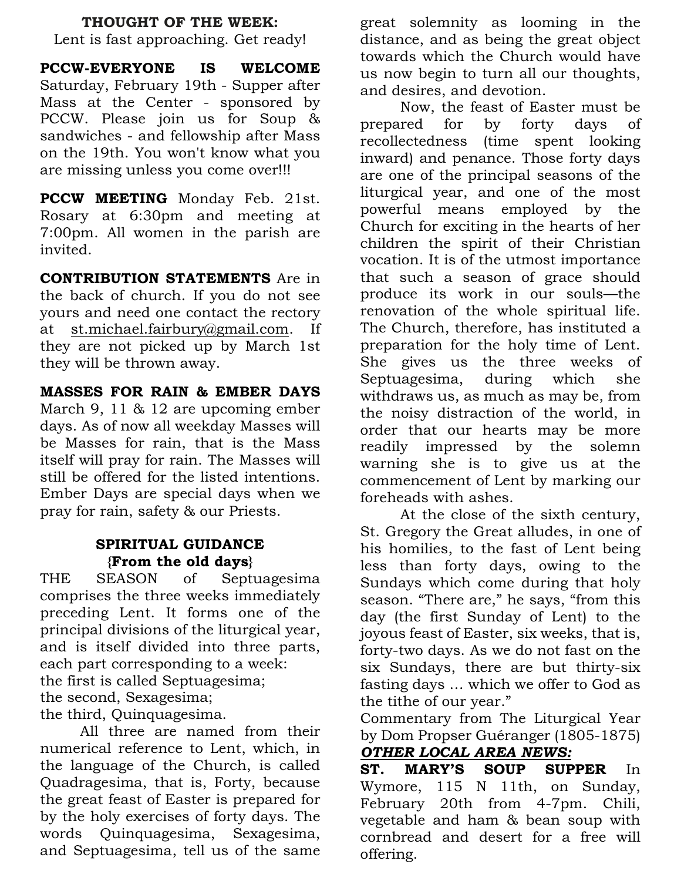**THOUGHT OF THE WEEK:**
Lent is fast approaching. Get ready!

**PCCW-EVERYONE IS WELCOME** Saturday, February 19th - Supper after Mass at the Center - sponsored by PCCW. Please join us for Soup & sandwiches - and fellowship after Mass on the 19th. You won't know what you are missing unless you come over!!!

**PCCW MEETING** Monday Feb. 21st. Rosary at 6:30pm and meeting at 7:00pm. All women in the parish are invited.

**CONTRIBUTION STATEMENTS** Are in the back of church. If you do not see yours and need one contact the rectory at st.michael.fairbury@gmail.com. If they are not picked up by March 1st they will be thrown away.

**MASSES FOR RAIN & EMBER DAYS** March 9, 11 & 12 are upcoming ember days. As of now all weekday Masses will be Masses for rain, that is the Mass itself will pray for rain. The Masses will still be offered for the listed intentions. Ember Days are special days when we pray for rain, safety & our Priests.

**SPIRITUAL GUIDANCE**
**{From the old days}**

THE SEASON of Septuagesima comprises the three weeks immediately preceding Lent. It forms one of the principal divisions of the liturgical year, and is itself divided into three parts, each part corresponding to a week:
the first is called Septuagesima;
the second, Sexagesima;
the third, Quinquagesima.

All three are named from their numerical reference to Lent, which, in the language of the Church, is called Quadragesima, that is, Forty, because the great feast of Easter is prepared for by the holy exercises of forty days. The words Quinquagesima, Sexagesima, and Septuagesima, tell us of the same great solemnity as looming in the distance, and as being the great object towards which the Church would have us now begin to turn all our thoughts, and desires, and devotion.

Now, the feast of Easter must be prepared for by forty days of recollectedness (time spent looking inward) and penance. Those forty days are one of the principal seasons of the liturgical year, and one of the most powerful means employed by the Church for exciting in the hearts of her children the spirit of their Christian vocation. It is of the utmost importance that such a season of grace should produce its work in our souls—the renovation of the whole spiritual life. The Church, therefore, has instituted a preparation for the holy time of Lent. She gives us the three weeks of Septuagesima, during which she withdraws us, as much as may be, from the noisy distraction of the world, in order that our hearts may be more readily impressed by the solemn warning she is to give us at the commencement of Lent by marking our foreheads with ashes.

At the close of the sixth century, St. Gregory the Great alludes, in one of his homilies, to the fast of Lent being less than forty days, owing to the Sundays which come during that holy season. "There are," he says, "from this day (the first Sunday of Lent) to the joyous feast of Easter, six weeks, that is, forty-two days. As we do not fast on the six Sundays, there are but thirty-six fasting days … which we offer to God as the tithe of our year."

Commentary from The Liturgical Year by Dom Propser Guéranger (1805-1875)

***OTHER LOCAL AREA NEWS:***

**ST. MARY'S SOUP SUPPER** In Wymore, 115 N 11th, on Sunday, February 20th from 4-7pm. Chili, vegetable and ham & bean soup with cornbread and desert for a free will offering.